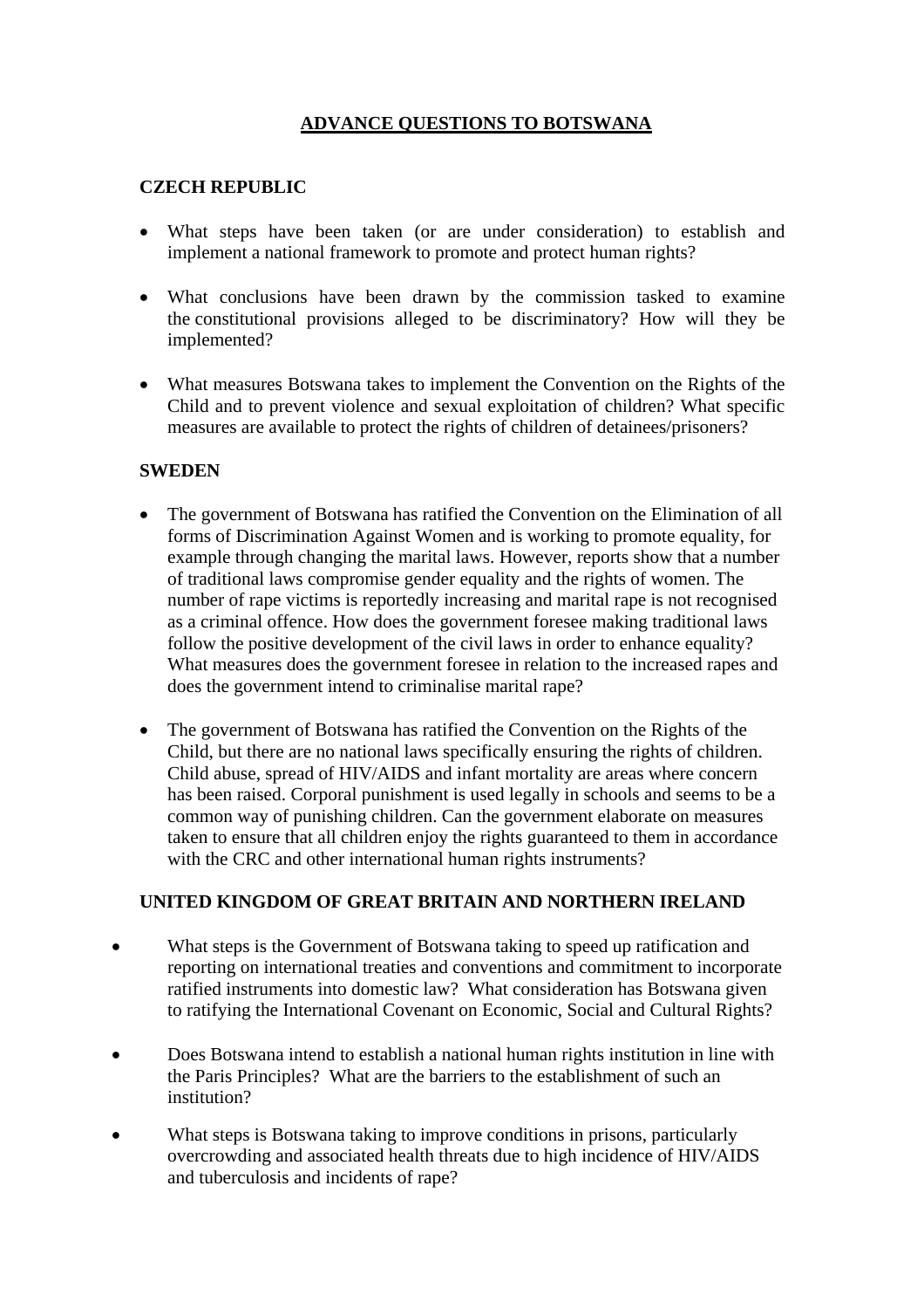# ADVANCE QUESTIONS TO BOTSWANA

## CZECH REPUBLIC

- What steps have been taken (or are under consideration) to establish and implement a national framework to promote and protect human rights?

- What conclusions have been drawn by the commission tasked to examine the constitutional provisions alleged to be discriminatory? How will they be implemented?

- What measures Botswana takes to implement the Convention on the Rights of the Child and to prevent violence and sexual exploitation of children? What specific measures are available to protect the rights of children of detainees/prisoners?

## SWEDEN

- The government of Botswana has ratified the Convention on the Elimination of all forms of Discrimination Against Women and is working to promote equality, for example through changing the marital laws. However, reports show that a number of traditional laws compromise gender equality and the rights of women. The number of rape victims is reportedly increasing and marital rape is not recognised as a criminal offence. How does the government foresee making traditional laws follow the positive development of the civil laws in order to enhance equality? What measures does the government foresee in relation to the increased rapes and does the government intend to criminalise marital rape?

- The government of Botswana has ratified the Convention on the Rights of the Child, but there are no national laws specifically ensuring the rights of children. Child abuse, spread of HIV/AIDS and infant mortality are areas where concern has been raised. Corporal punishment is used legally in schools and seems to be a common way of punishing children. Can the government elaborate on measures taken to ensure that all children enjoy the rights guaranteed to them in accordance with the CRC and other international human rights instruments?

## UNITED KINGDOM OF GREAT BRITAIN AND NORTHERN IRELAND

- What steps is the Government of Botswana taking to speed up ratification and reporting on international treaties and conventions and commitment to incorporate ratified instruments into domestic law? What consideration has Botswana given to ratifying the International Covenant on Economic, Social and Cultural Rights?

- Does Botswana intend to establish a national human rights institution in line with the Paris Principles? What are the barriers to the establishment of such an institution?

- What steps is Botswana taking to improve conditions in prisons, particularly overcrowding and associated health threats due to high incidence of HIV/AIDS and tuberculosis and incidents of rape?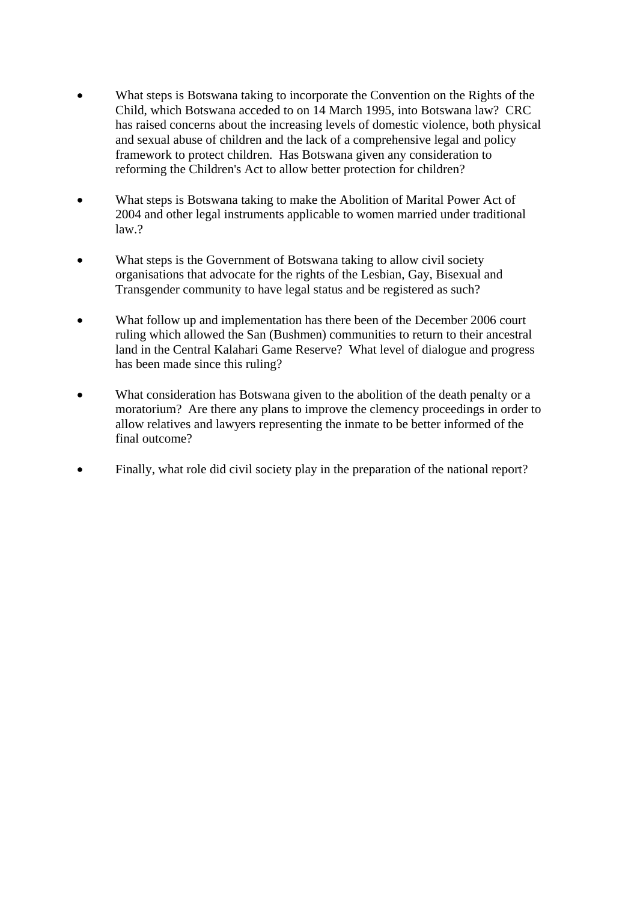- What steps is Botswana taking to incorporate the Convention on the Rights of the Child, which Botswana acceded to on 14 March 1995, into Botswana law? CRC has raised concerns about the increasing levels of domestic violence, both physical and sexual abuse of children and the lack of a comprehensive legal and policy framework to protect children. Has Botswana given any consideration to reforming the Children's Act to allow better protection for children?

- What steps is Botswana taking to make the Abolition of Marital Power Act of 2004 and other legal instruments applicable to women married under traditional law.?

- What steps is the Government of Botswana taking to allow civil society organisations that advocate for the rights of the Lesbian, Gay, Bisexual and Transgender community to have legal status and be registered as such?

- What follow up and implementation has there been of the December 2006 court ruling which allowed the San (Bushmen) communities to return to their ancestral land in the Central Kalahari Game Reserve? What level of dialogue and progress has been made since this ruling?

- What consideration has Botswana given to the abolition of the death penalty or a moratorium? Are there any plans to improve the clemency proceedings in order to allow relatives and lawyers representing the inmate to be better informed of the final outcome?

- Finally, what role did civil society play in the preparation of the national report?